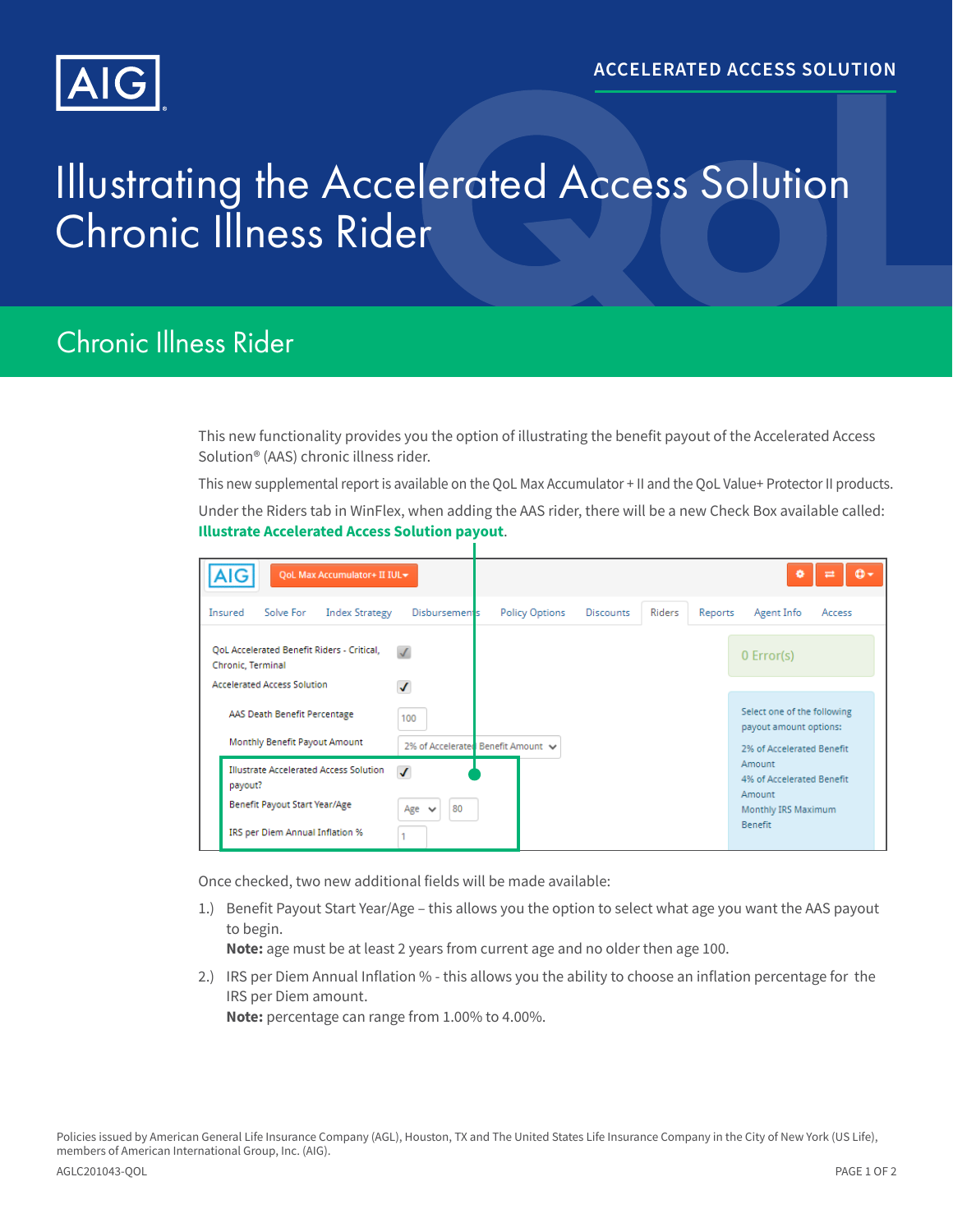ACCELERATED ACCESS SOLUTION

# Illustrating the Accelerated Access Solution Chronic Illness Rider

## Chronic Illness Rider

This new functionality provides you the option of illustrating the benefit payout of the Accelerated Access Solution® (AAS) chronic illness rider.

This new supplemental report is available on the QoL Max Accumulator + II and the QoL Value+ Protector II products.

Under the Riders tab in WinFlex, when adding the AAS rider, there will be a new Check Box available called: **Illustrate Accelerated Access Solution payout**.

Once checked, two new additional fields will be made available:

1.) Benefit Payout Start Year/Age – this allows you the option to select what age you want the AAS payout to begin.
**Note:** age must be at least 2 years from current age and no older then age 100.

2.) IRS per Diem Annual Inflation % - this allows you the ability to choose an inflation percentage for the IRS per Diem amount.
**Note:** percentage can range from 1.00% to 4.00%.

Policies issued by American General Life Insurance Company (AGL), Houston, TX and The United States Life Insurance Company in the City of New York (US Life), members of American International Group, Inc. (AIG).

AGLC201043-QOL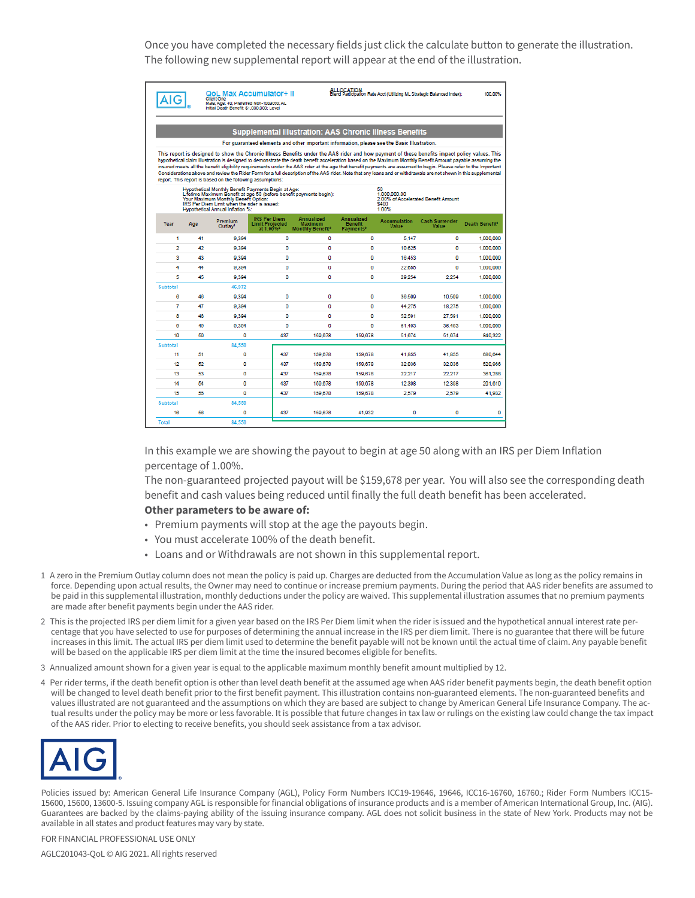Once you have completed the necessary fields just click the calculate button to generate the illustration. The following new supplemental report will appear at the end of the illustration.

AIG

QoL Max Accumulator+ II
Client One
Male, Age: 40, Preferred Non-Tobacco, AL
Initial Death Benefit: $1,000,000, Level

ALLOCATION
Blend Participation Rate Acct (Utilizing ML Strategic Balanced Index): 100.00%

## Supplemental Illustration: AAS Chronic Illness Benefits

For guaranteed elements and other important information, please see the Basic Illustration.

This report is designed to show the Chronic Illness Benefits under the AAS rider and how payment of these benefits impact policy values. This hypothetical claim illustration is designed to demonstrate the death benefit acceleration based on the Maximum Monthly Benefit Amount payable assuming the insured meets all the benefit eligibility requirements under the AAS rider at the age that benefit payments are assumed to begin. Please refer to the Important Considerations above and review the Rider Form for a full description of the AAS rider. Note that any loans and or withdrawals are not shown in this supplemental report. This report is based on the following assumptions:

| | |
|---|---|
| Hypothetical Monthly Benefit Payments Begin at Age: | 50 |
| Lifetime Maximum Benefit at age 50 (before benefit payments begin): | 1,000,000.00 |
| Your Maximum Monthly Benefit Option: | 2.00% of Accelerated Benefit Amount |
| IRS Per Diem Limit when the rider is issued: | $400 |
| Hypothetical Annual Inflation %: | 1.00% |

| Year | Age | Premium Outlay[1] | IRS Per Diem Limit Projected at 1.00%[2] | Annualized Maximum Monthly Benefit[3] | Annualized Benefit Payments[3] | Accumulation Value | Cash Surrender Value | Death Benefit[4] |
|---|---|---|---|---|---|---|---|---|
| 1 | 41 | 9,394 | 0 | 0 | 0 | 5,147 | 0 | 1,000,000 |
| 2 | 42 | 9,394 | 0 | 0 | 0 | 10,625 | 0 | 1,000,000 |
| 3 | 43 | 9,394 | 0 | 0 | 0 | 16,453 | 0 | 1,000,000 |
| 4 | 44 | 9,394 | 0 | 0 | 0 | 22,665 | 0 | 1,000,000 |
| 5 | 45 | 9,394 | 0 | 0 | 0 | 29,254 | 2,254 | 1,000,000 |
| Subtotal | | 46,972 | | | | | | |
| 6 | 46 | 9,394 | 0 | 0 | 0 | 36,509 | 10,509 | 1,000,000 |
| 7 | 47 | 9,394 | 0 | 0 | 0 | 44,275 | 18,275 | 1,000,000 |
| 8 | 48 | 9,394 | 0 | 0 | 0 | 52,591 | 27,591 | 1,000,000 |
| 9 | 49 | 9,394 | 0 | 0 | 0 | 61,493 | 36,493 | 1,000,000 |
| 10 | 50 | 0 | 437 | 159,678 | 159,678 | 51,674 | 51,674 | 840,322 |
| Subtotal | | 84,550 | | | | | | |
| 11 | 51 | 0 | 437 | 159,078 | 159,078 | 41,855 | 41,855 | 680,644 |
| 12 | 52 | 0 | 437 | 159,678 | 159,678 | 32,036 | 32,036 | 520,966 |
| 13 | 53 | 0 | 437 | 159,678 | 159,678 | 22,217 | 22,217 | 361,288 |
| 14 | 54 | 0 | 437 | 159,678 | 159,678 | 12,398 | 12,398 | 201,610 |
| 15 | 55 | 0 | 437 | 159,678 | 159,678 | 2,579 | 2,579 | 41,932 |
| Subtotal | | 84,550 | | | | | | |
| 16 | 56 | 0 | 437 | 159,678 | 41,932 | 0 | 0 | 0 |
| Total | | 84,550 | | | | | | |

In this example we are showing the payout to begin at age 50 along with an IRS per Diem Inflation percentage of 1.00%.

The non-guaranteed projected payout will be $159,678 per year. You will also see the corresponding death benefit and cash values being reduced until finally the full death benefit has been accelerated.

**Other parameters to be aware of:**

- Premium payments will stop at the age the payouts begin.
- You must accelerate 100% of the death benefit.
- Loans and or Withdrawals are not shown in this supplemental report.

1 A zero in the Premium Outlay column does not mean the policy is paid up. Charges are deducted from the Accumulation Value as long as the policy remains in force. Depending upon actual results, the Owner may need to continue or increase premium payments. During the period that AAS rider benefits are assumed to be paid in this supplemental illustration, monthly deductions under the policy are waived. This supplemental illustration assumes that no premium payments are made after benefit payments begin under the AAS rider.

2 This is the projected IRS per diem limit for a given year based on the IRS Per Diem limit when the rider is issued and the hypothetical annual interest rate percentage that you have selected to use for purposes of determining the annual increase in the IRS per diem limit. There is no guarantee that there will be future increases in this limit. The actual IRS per diem limit used to determine the benefit payable will not be known until the actual time of claim. Any payable benefit will be based on the applicable IRS per diem limit at the time the insured becomes eligible for benefits.

3 Annualized amount shown for a given year is equal to the applicable maximum monthly benefit amount multiplied by 12.

4 Per rider terms, if the death benefit option is other than level death benefit at the assumed age when AAS rider benefit payments begin, the death benefit option will be changed to level death benefit prior to the first benefit payment. This illustration contains non-guaranteed elements. The non-guaranteed benefits and values illustrated are not guaranteed and the assumptions on which they are based are subject to change by American General Life Insurance Company. The actual results under the policy may be more or less favorable. It is possible that future changes in tax law or rulings on the existing law could change the tax impact of the AAS rider. Prior to electing to receive benefits, you should seek assistance from a tax advisor.

AIG

Policies issued by: American General Life Insurance Company (AGL), Policy Form Numbers ICC19-19646, 19646, ICC16-16760, 16760.; Rider Form Numbers ICC15-15600, 15600, 13600-5. Issuing company AGL is responsible for financial obligations of insurance products and is a member of American International Group, Inc. (AIG). Guarantees are backed by the claims-paying ability of the issuing insurance company. AGL does not solicit business in the state of New York. Products may not be available in all states and product features may vary by state.

FOR FINANCIAL PROFESSIONAL USE ONLY

AGLC201043-QoL © AIG 2021. All rights reserved